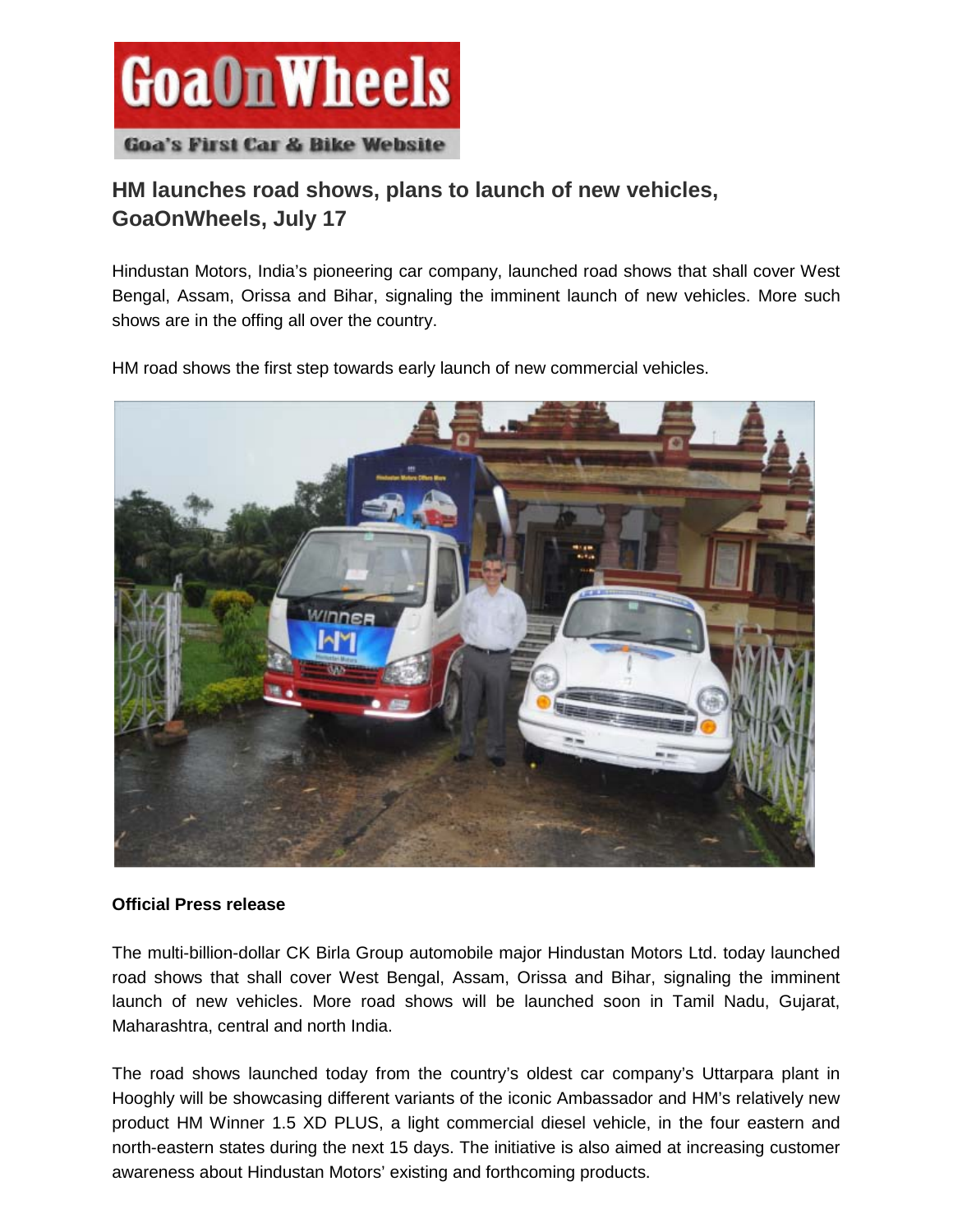GoaOnWheels

Goa's First Car & Bike Website

## HM launches road shows, plans to launch of new vehicles, GoaOnWheels, July 17

Hindustan Motors, India's pioneering car company, launched road shows that shall cover West Bengal, Assam, Orissa and Bihar, signaling the imminent launch of new vehicles. More such shows are in the offing all over the country.

HM road shows the first step towards early launch of new commercial vehicles.

**Official Press release**

The multi-billion-dollar CK Birla Group automobile major Hindustan Motors Ltd. today launched road shows that shall cover West Bengal, Assam, Orissa and Bihar, signaling the imminent launch of new vehicles. More road shows will be launched soon in Tamil Nadu, Gujarat, Maharashtra, central and north India.

The road shows launched today from the country's oldest car company's Uttarpara plant in Hooghly will be showcasing different variants of the iconic Ambassador and HM's relatively new product HM Winner 1.5 XD PLUS, a light commercial diesel vehicle, in the four eastern and north-eastern states during the next 15 days. The initiative is also aimed at increasing customer awareness about Hindustan Motors' existing and forthcoming products.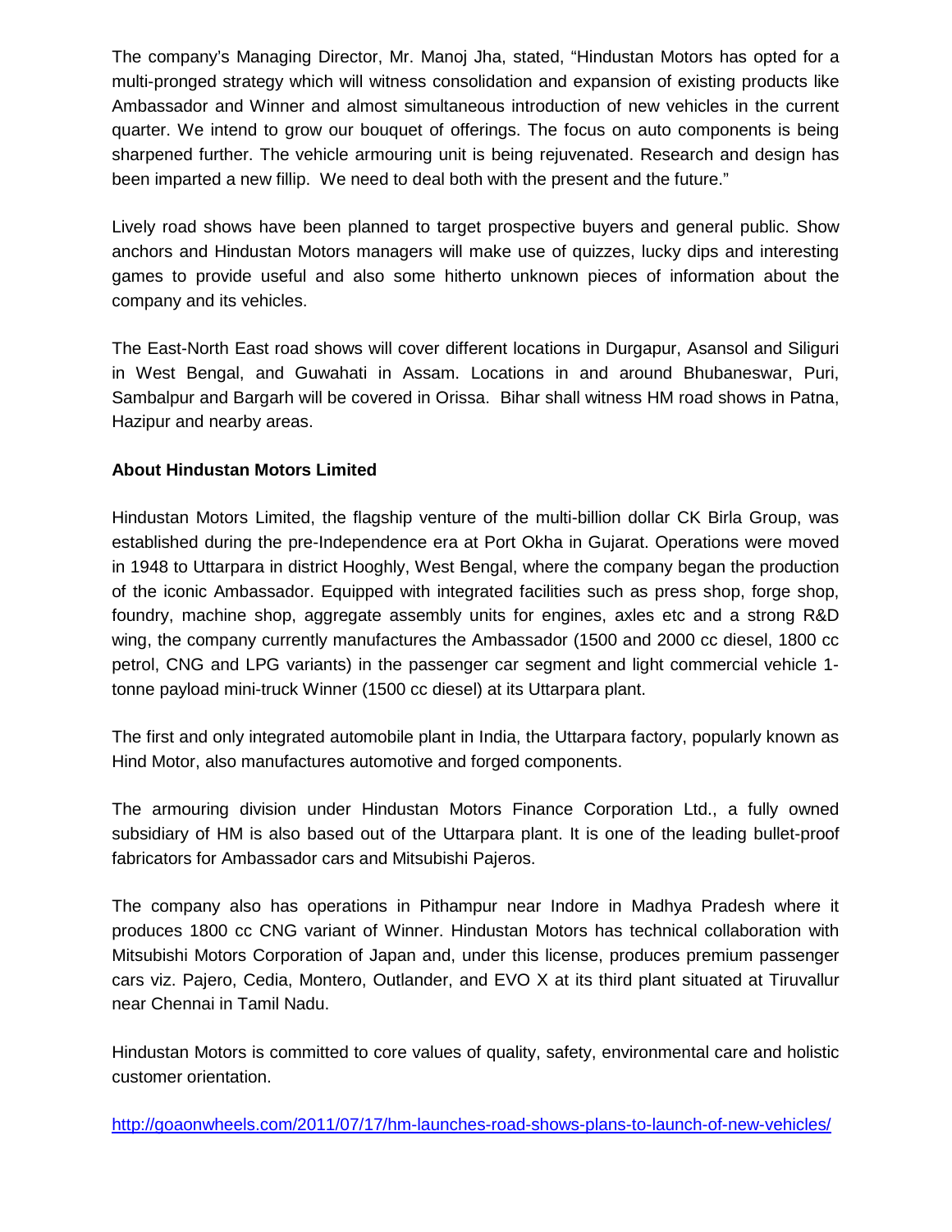The company's Managing Director, Mr. Manoj Jha, stated, "Hindustan Motors has opted for a multi-pronged strategy which will witness consolidation and expansion of existing products like Ambassador and Winner and almost simultaneous introduction of new vehicles in the current quarter. We intend to grow our bouquet of offerings. The focus on auto components is being sharpened further. The vehicle armouring unit is being rejuvenated. Research and design has been imparted a new fillip. We need to deal both with the present and the future."

Lively road shows have been planned to target prospective buyers and general public. Show anchors and Hindustan Motors managers will make use of quizzes, lucky dips and interesting games to provide useful and also some hitherto unknown pieces of information about the company and its vehicles.

The East-North East road shows will cover different locations in Durgapur, Asansol and Siliguri in West Bengal, and Guwahati in Assam. Locations in and around Bhubaneswar, Puri, Sambalpur and Bargarh will be covered in Orissa. Bihar shall witness HM road shows in Patna, Hazipur and nearby areas.

**About Hindustan Motors Limited**

Hindustan Motors Limited, the flagship venture of the multi-billion dollar CK Birla Group, was established during the pre-Independence era at Port Okha in Gujarat. Operations were moved in 1948 to Uttarpara in district Hooghly, West Bengal, where the company began the production of the iconic Ambassador. Equipped with integrated facilities such as press shop, forge shop, foundry, machine shop, aggregate assembly units for engines, axles etc and a strong R&D wing, the company currently manufactures the Ambassador (1500 and 2000 cc diesel, 1800 cc petrol, CNG and LPG variants) in the passenger car segment and light commercial vehicle 1-tonne payload mini-truck Winner (1500 cc diesel) at its Uttarpara plant.

The first and only integrated automobile plant in India, the Uttarpara factory, popularly known as Hind Motor, also manufactures automotive and forged components.

The armouring division under Hindustan Motors Finance Corporation Ltd., a fully owned subsidiary of HM is also based out of the Uttarpara plant. It is one of the leading bullet-proof fabricators for Ambassador cars and Mitsubishi Pajeros.

The company also has operations in Pithampur near Indore in Madhya Pradesh where it produces 1800 cc CNG variant of Winner. Hindustan Motors has technical collaboration with Mitsubishi Motors Corporation of Japan and, under this license, produces premium passenger cars viz. Pajero, Cedia, Montero, Outlander, and EVO X at its third plant situated at Tiruvallur near Chennai in Tamil Nadu.

Hindustan Motors is committed to core values of quality, safety, environmental care and holistic customer orientation.

http://goaonwheels.com/2011/07/17/hm-launches-road-shows-plans-to-launch-of-new-vehicles/